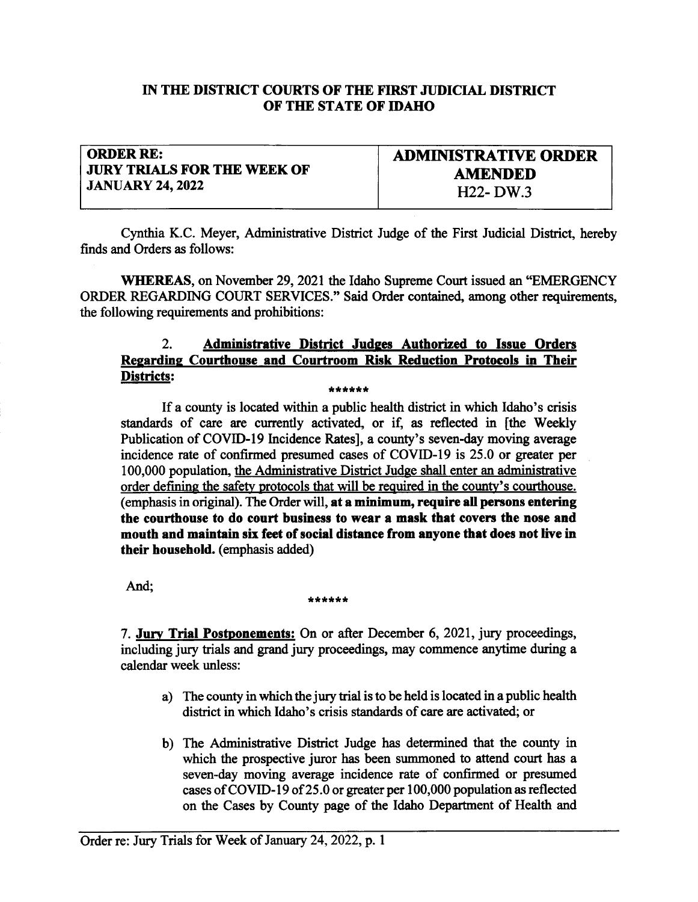**IN THE DISTRICT COURTS OF THE FIRST JUDICIAL DISTRICT OF THE STATE OF IDAHO**

| **ORDER RE: JURY TRIALS FOR THE WEEK OF JANUARY 24, 2022** | **ADMINISTRATIVE ORDER AMENDED** H22- DW.3 |
|---|---|

Cynthia K.C. Meyer, Administrative District Judge of the First Judicial District, hereby finds and Orders as follows:

**WHEREAS**, on November 29, 2021 the Idaho Supreme Court issued an "EMERGENCY ORDER REGARDING COURT SERVICES." Said Order contained, among other requirements, the following requirements and prohibitions:

> 2. **<u>Administrative District Judges Authorized to Issue Orders Regarding Courthouse and Courtroom Risk Reduction Protocols in Their Districts:</u>**
>
> ******
>
> If a county is located within a public health district in which Idaho's crisis standards of care are currently activated, or if, as reflected in [the Weekly Publication of COVID-19 Incidence Rates], a county's seven-day moving average incidence rate of confirmed presumed cases of COVID-19 is 25.0 or greater per 100,000 population, <u>the Administrative District Judge shall enter an administrative order defining the safety protocols that will be required in the county's courthouse.</u> (emphasis in original). The Order will, **at a minimum, require all persons entering the courthouse to do court business to wear a mask that covers the nose and mouth and maintain six feet of social distance from anyone that does not live in their household.** (emphasis added)

And;

******

> 7. **<u>Jury Trial Postponements:</u>** On or after December 6, 2021, jury proceedings, including jury trials and grand jury proceedings, may commence anytime during a calendar week unless:
>
> a) The county in which the jury trial is to be held is located in a public health district in which Idaho's crisis standards of care are activated; or
>
> b) The Administrative District Judge has determined that the county in which the prospective juror has been summoned to attend court has a seven-day moving average incidence rate of confirmed or presumed cases of COVID-19 of 25.0 or greater per 100,000 population as reflected on the Cases by County page of the Idaho Department of Health and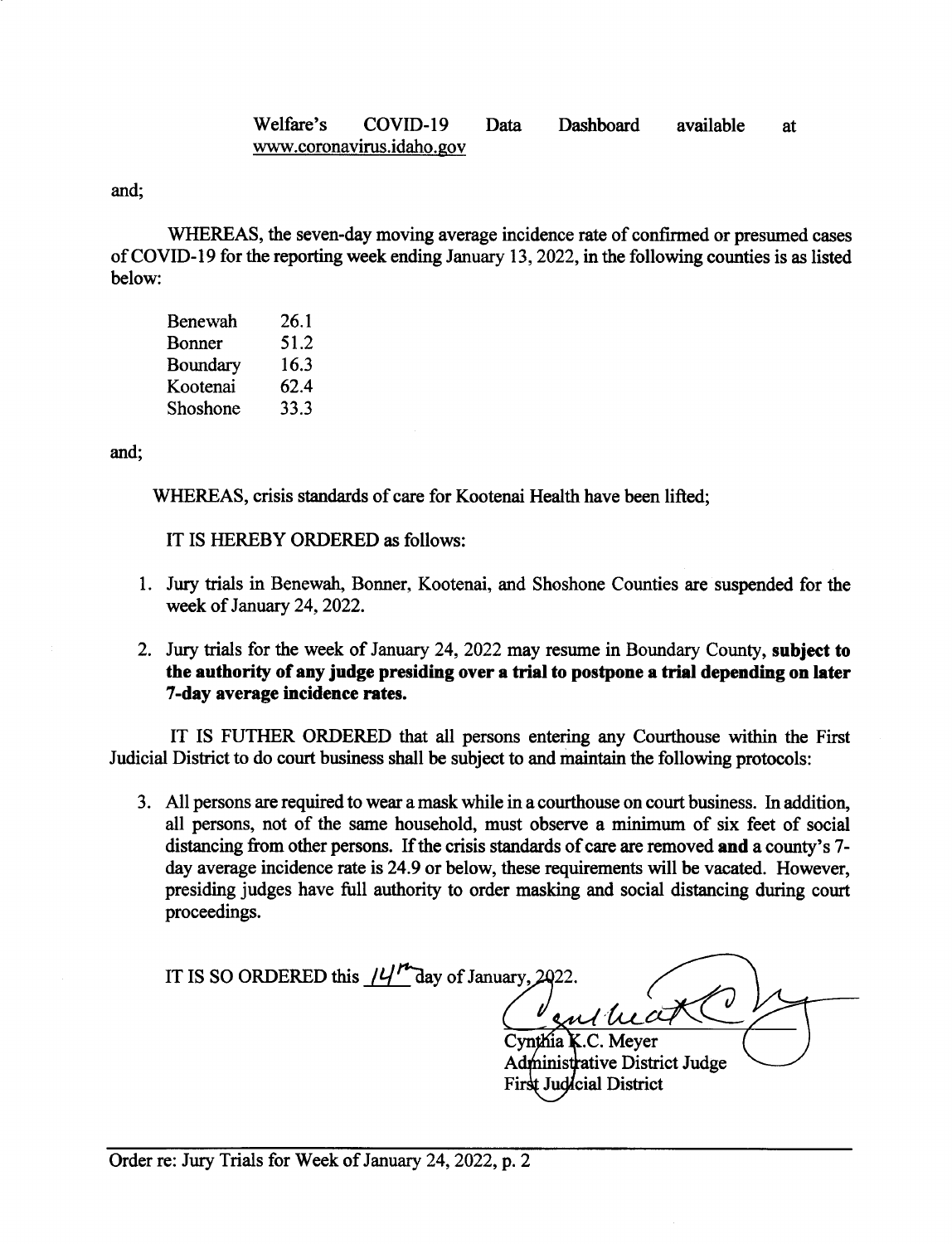Welfare's COVID-19 Data Dashboard available at www.coronavirus.idaho.gov

and;

WHEREAS, the seven-day moving average incidence rate of confirmed or presumed cases of COVID-19 for the reporting week ending January 13, 2022, in the following counties is as listed below:

| | |
|---|---|
| Benewah | 26.1 |
| Bonner | 51.2 |
| Boundary | 16.3 |
| Kootenai | 62.4 |
| Shoshone | 33.3 |

and;

WHEREAS, crisis standards of care for Kootenai Health have been lifted;

IT IS HEREBY ORDERED as follows:

1. Jury trials in Benewah, Bonner, Kootenai, and Shoshone Counties are suspended for the week of January 24, 2022.

2. Jury trials for the week of January 24, 2022 may resume in Boundary County, **subject to the authority of any judge presiding over a trial to postpone a trial depending on later 7-day average incidence rates.**

IT IS FUTHER ORDERED that all persons entering any Courthouse within the First Judicial District to do court business shall be subject to and maintain the following protocols:

3. All persons are required to wear a mask while in a courthouse on court business. In addition, all persons, not of the same household, must observe a minimum of six feet of social distancing from other persons. If the crisis standards of care are removed **and** a county's 7-day average incidence rate is 24.9 or below, these requirements will be vacated. However, presiding judges have full authority to order masking and social distancing during court proceedings.

IT IS SO ORDERED this 14th day of January, 2022.

Cynthia K.C. Meyer
Administrative District Judge
First Judicial District

Order re: Jury Trials for Week of January 24, 2022, p. 2